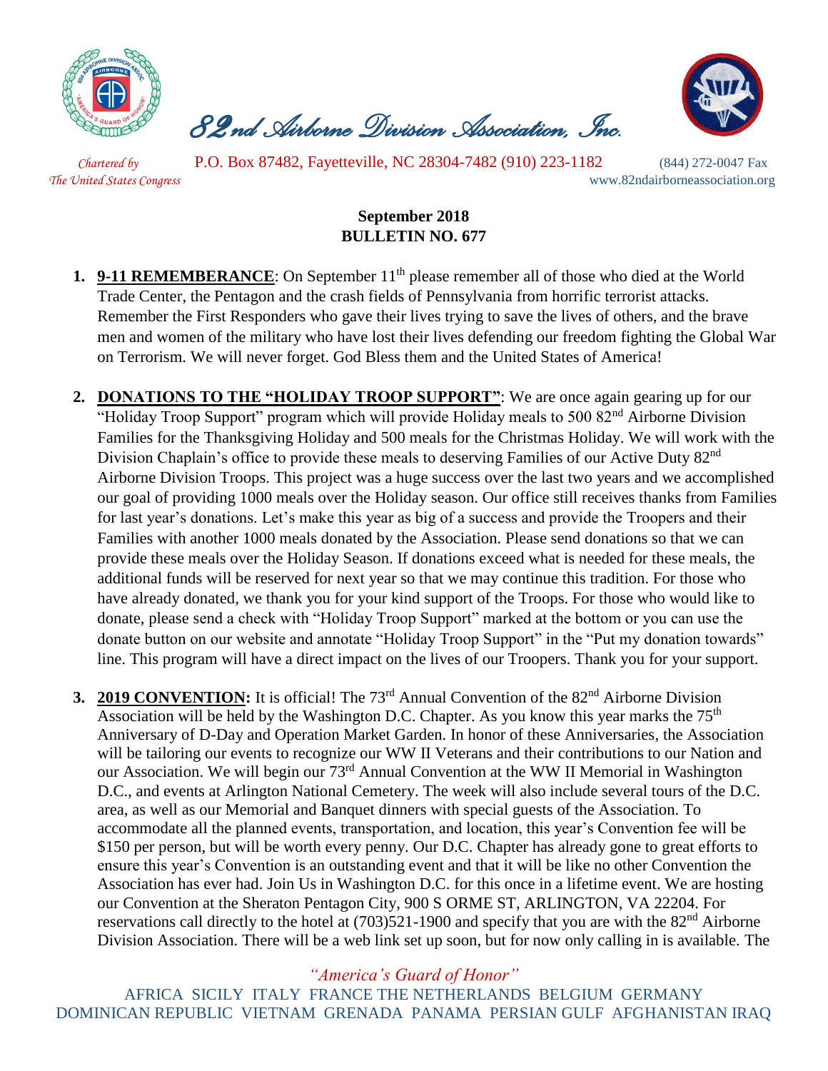# 82nd Airborne Division Association, Inc.

*Chartered by*
*The United States Congress*

P.O. Box 87482, Fayetteville, NC 28304-7482 (910) 223-1182 (844) 272-0047 Fax
www.82ndairborneassociation.org

**September 2018**
**BULLETIN NO. 677**

1. **9-11 REMEMBERANCE**: On September 11th please remember all of those who died at the World Trade Center, the Pentagon and the crash fields of Pennsylvania from horrific terrorist attacks. Remember the First Responders who gave their lives trying to save the lives of others, and the brave men and women of the military who have lost their lives defending our freedom fighting the Global War on Terrorism. We will never forget. God Bless them and the United States of America!

2. **DONATIONS TO THE "HOLIDAY TROOP SUPPORT"**: We are once again gearing up for our "Holiday Troop Support" program which will provide Holiday meals to 500 82nd Airborne Division Families for the Thanksgiving Holiday and 500 meals for the Christmas Holiday. We will work with the Division Chaplain's office to provide these meals to deserving Families of our Active Duty 82nd Airborne Division Troops. This project was a huge success over the last two years and we accomplished our goal of providing 1000 meals over the Holiday season. Our office still receives thanks from Families for last year's donations. Let's make this year as big of a success and provide the Troopers and their Families with another 1000 meals donated by the Association. Please send donations so that we can provide these meals over the Holiday Season. If donations exceed what is needed for these meals, the additional funds will be reserved for next year so that we may continue this tradition. For those who have already donated, we thank you for your kind support of the Troops. For those who would like to donate, please send a check with "Holiday Troop Support" marked at the bottom or you can use the donate button on our website and annotate "Holiday Troop Support" in the "Put my donation towards" line. This program will have a direct impact on the lives of our Troopers. Thank you for your support.

3. **2019 CONVENTION:** It is official! The 73rd Annual Convention of the 82nd Airborne Division Association will be held by the Washington D.C. Chapter. As you know this year marks the 75th Anniversary of D-Day and Operation Market Garden. In honor of these Anniversaries, the Association will be tailoring our events to recognize our WW II Veterans and their contributions to our Nation and our Association. We will begin our 73rd Annual Convention at the WW II Memorial in Washington D.C., and events at Arlington National Cemetery. The week will also include several tours of the D.C. area, as well as our Memorial and Banquet dinners with special guests of the Association. To accommodate all the planned events, transportation, and location, this year's Convention fee will be $150 per person, but will be worth every penny. Our D.C. Chapter has already gone to great efforts to ensure this year's Convention is an outstanding event and that it will be like no other Convention the Association has ever had. Join Us in Washington D.C. for this once in a lifetime event. We are hosting our Convention at the Sheraton Pentagon City, 900 S ORME ST, ARLINGTON, VA 22204. For reservations call directly to the hotel at (703)521-1900 and specify that you are with the 82nd Airborne Division Association. There will be a web link set up soon, but for now only calling in is available. The

*"America's Guard of Honor"*

AFRICA SICILY ITALY FRANCE THE NETHERLANDS BELGIUM GERMANY DOMINICAN REPUBLIC VIETNAM GRENADA PANAMA PERSIAN GULF AFGHANISTAN IRAQ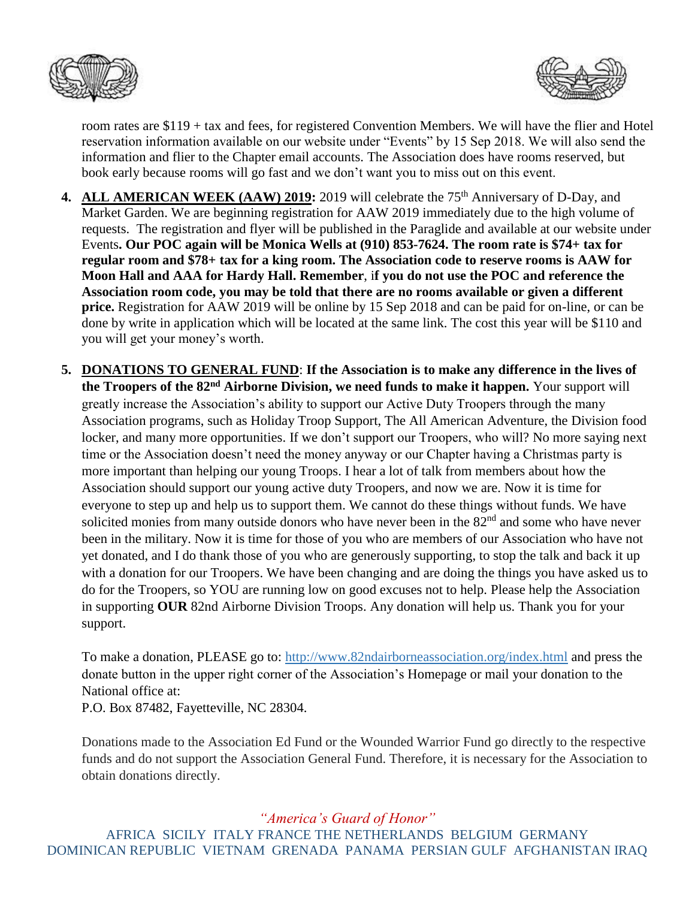room rates are $119 + tax and fees, for registered Convention Members. We will have the flier and Hotel reservation information available on our website under "Events" by 15 Sep 2018. We will also send the information and flier to the Chapter email accounts. The Association does have rooms reserved, but book early because rooms will go fast and we don't want you to miss out on this event.

4. **ALL AMERICAN WEEK (AAW) 2019:** 2019 will celebrate the 75th Anniversary of D-Day, and Market Garden. We are beginning registration for AAW 2019 immediately due to the high volume of requests. The registration and flyer will be published in the Paraglide and available at our website under Events**. Our POC again will be Monica Wells at (910) 853-7624. The room rate is $74+ tax for regular room and $78+ tax for a king room. The Association code to reserve rooms is AAW for Moon Hall and AAA for Hardy Hall. Remember**, i**f you do not use the POC and reference the Association room code, you may be told that there are no rooms available or given a different price.** Registration for AAW 2019 will be online by 15 Sep 2018 and can be paid for on-line, or can be done by write in application which will be located at the same link. The cost this year will be $110 and you will get your money's worth.

5. **DONATIONS TO GENERAL FUND**: **If the Association is to make any difference in the lives of the Troopers of the 82nd Airborne Division, we need funds to make it happen.** Your support will greatly increase the Association's ability to support our Active Duty Troopers through the many Association programs, such as Holiday Troop Support, The All American Adventure, the Division food locker, and many more opportunities. If we don't support our Troopers, who will? No more saying next time or the Association doesn't need the money anyway or our Chapter having a Christmas party is more important than helping our young Troops. I hear a lot of talk from members about how the Association should support our young active duty Troopers, and now we are. Now it is time for everyone to step up and help us to support them. We cannot do these things without funds. We have solicited monies from many outside donors who have never been in the 82nd and some who have never been in the military. Now it is time for those of you who are members of our Association who have not yet donated, and I do thank those of you who are generously supporting, to stop the talk and back it up with a donation for our Troopers. We have been changing and are doing the things you have asked us to do for the Troopers, so YOU are running low on good excuses not to help. Please help the Association in supporting **OUR** 82nd Airborne Division Troops. Any donation will help us. Thank you for your support.

   To make a donation, PLEASE go to: http://www.82ndairborneassociation.org/index.html and press the donate button in the upper right corner of the Association's Homepage or mail your donation to the National office at:
   P.O. Box 87482, Fayetteville, NC 28304.

   Donations made to the Association Ed Fund or the Wounded Warrior Fund go directly to the respective funds and do not support the Association General Fund. Therefore, it is necessary for the Association to obtain donations directly.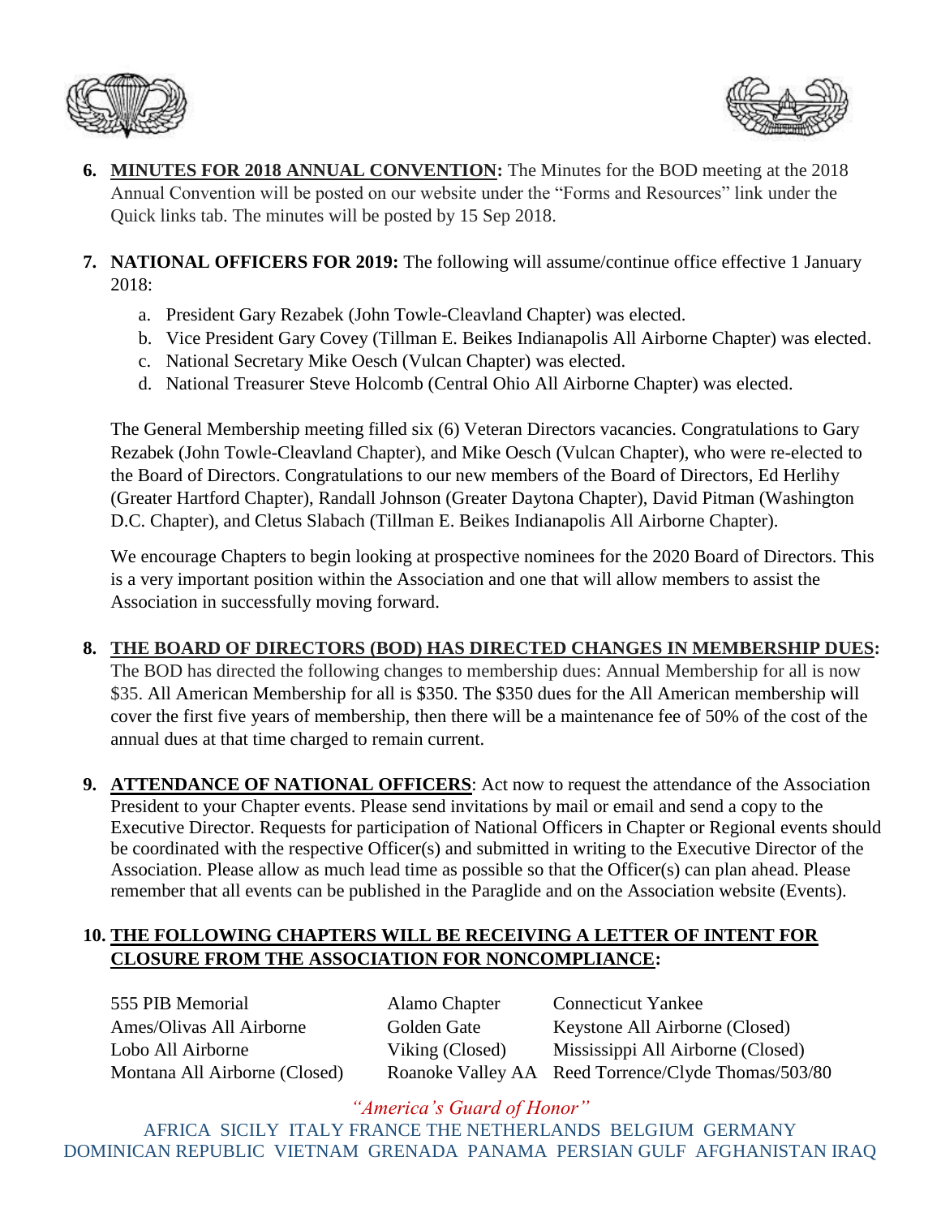6. **MINUTES FOR 2018 ANNUAL CONVENTION:** The Minutes for the BOD meeting at the 2018 Annual Convention will be posted on our website under the "Forms and Resources" link under the Quick links tab. The minutes will be posted by 15 Sep 2018.

7. **NATIONAL OFFICERS FOR 2019:** The following will assume/continue office effective 1 January 2018:

   a. President Gary Rezabek (John Towle-Cleavland Chapter) was elected.
   b. Vice President Gary Covey (Tillman E. Beikes Indianapolis All Airborne Chapter) was elected.
   c. National Secretary Mike Oesch (Vulcan Chapter) was elected.
   d. National Treasurer Steve Holcomb (Central Ohio All Airborne Chapter) was elected.

   The General Membership meeting filled six (6) Veteran Directors vacancies. Congratulations to Gary Rezabek (John Towle-Cleavland Chapter), and Mike Oesch (Vulcan Chapter), who were re-elected to the Board of Directors. Congratulations to our new members of the Board of Directors, Ed Herlihy (Greater Hartford Chapter), Randall Johnson (Greater Daytona Chapter), David Pitman (Washington D.C. Chapter), and Cletus Slabach (Tillman E. Beikes Indianapolis All Airborne Chapter).

   We encourage Chapters to begin looking at prospective nominees for the 2020 Board of Directors. This is a very important position within the Association and one that will allow members to assist the Association in successfully moving forward.

8. **THE BOARD OF DIRECTORS (BOD) HAS DIRECTED CHANGES IN MEMBERSHIP DUES:** The BOD has directed the following changes to membership dues: Annual Membership for all is now $35. All American Membership for all is $350. The $350 dues for the All American membership will cover the first five years of membership, then there will be a maintenance fee of 50% of the cost of the annual dues at that time charged to remain current.

9. **ATTENDANCE OF NATIONAL OFFICERS**: Act now to request the attendance of the Association President to your Chapter events. Please send invitations by mail or email and send a copy to the Executive Director. Requests for participation of National Officers in Chapter or Regional events should be coordinated with the respective Officer(s) and submitted in writing to the Executive Director of the Association. Please allow as much lead time as possible so that the Officer(s) can plan ahead. Please remember that all events can be published in the Paraglide and on the Association website (Events).

10. **THE FOLLOWING CHAPTERS WILL BE RECEIVING A LETTER OF INTENT FOR CLOSURE FROM THE ASSOCIATION FOR NONCOMPLIANCE:**

| | | |
|---|---|---|
| 555 PIB Memorial | Alamo Chapter | Connecticut Yankee |
| Ames/Olivas All Airborne | Golden Gate | Keystone All Airborne (Closed) |
| Lobo All Airborne | Viking (Closed) | Mississippi All Airborne (Closed) |
| Montana All Airborne (Closed) | Roanoke Valley AA | Reed Torrence/Clyde Thomas/503/80 |

*"America's Guard of Honor"*

AFRICA SICILY ITALY FRANCE THE NETHERLANDS BELGIUM GERMANY DOMINICAN REPUBLIC VIETNAM GRENADA PANAMA PERSIAN GULF AFGHANISTAN IRAQ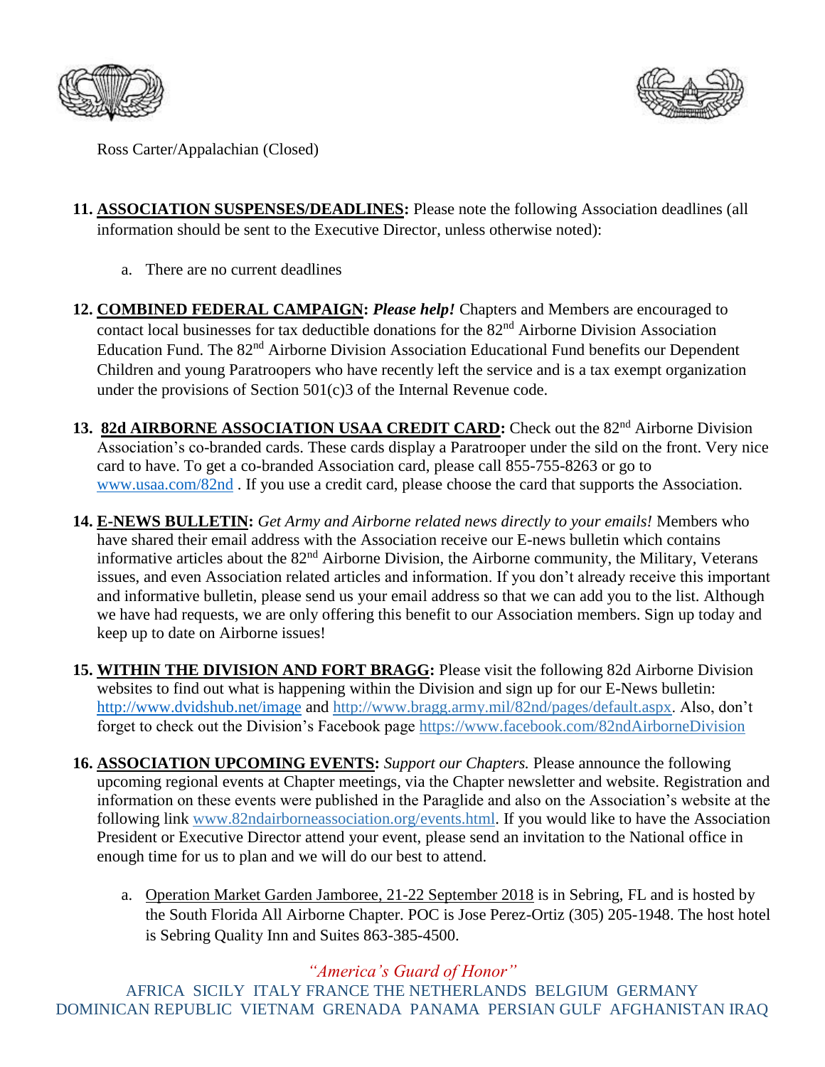Ross Carter/Appalachian (Closed)

11. **ASSOCIATION SUSPENSES/DEADLINES:** Please note the following Association deadlines (all information should be sent to the Executive Director, unless otherwise noted):

    a. There are no current deadlines

12. **COMBINED FEDERAL CAMPAIGN:** ***Please help!*** Chapters and Members are encouraged to contact local businesses for tax deductible donations for the 82nd Airborne Division Association Education Fund. The 82nd Airborne Division Association Educational Fund benefits our Dependent Children and young Paratroopers who have recently left the service and is a tax exempt organization under the provisions of Section 501(c)3 of the Internal Revenue code.

13. **82d AIRBORNE ASSOCIATION USAA CREDIT CARD:** Check out the 82nd Airborne Division Association's co-branded cards. These cards display a Paratrooper under the sild on the front. Very nice card to have. To get a co-branded Association card, please call 855-755-8263 or go to www.usaa.com/82nd . If you use a credit card, please choose the card that supports the Association.

14. **E-NEWS BULLETIN:** *Get Army and Airborne related news directly to your emails!* Members who have shared their email address with the Association receive our E-news bulletin which contains informative articles about the 82nd Airborne Division, the Airborne community, the Military, Veterans issues, and even Association related articles and information. If you don't already receive this important and informative bulletin, please send us your email address so that we can add you to the list. Although we have had requests, we are only offering this benefit to our Association members. Sign up today and keep up to date on Airborne issues!

15. **WITHIN THE DIVISION AND FORT BRAGG:** Please visit the following 82d Airborne Division websites to find out what is happening within the Division and sign up for our E-News bulletin: http://www.dvidshub.net/image and http://www.bragg.army.mil/82nd/pages/default.aspx. Also, don't forget to check out the Division's Facebook page https://www.facebook.com/82ndAirborneDivision

16. **ASSOCIATION UPCOMING EVENTS:** *Support our Chapters.* Please announce the following upcoming regional events at Chapter meetings, via the Chapter newsletter and website. Registration and information on these events were published in the Paraglide and also on the Association's website at the following link www.82ndairborneassociation.org/events.html. If you would like to have the Association President or Executive Director attend your event, please send an invitation to the National office in enough time for us to plan and we will do our best to attend.

    a. Operation Market Garden Jamboree, 21-22 September 2018 is in Sebring, FL and is hosted by the South Florida All Airborne Chapter. POC is Jose Perez-Ortiz (305) 205-1948. The host hotel is Sebring Quality Inn and Suites 863-385-4500.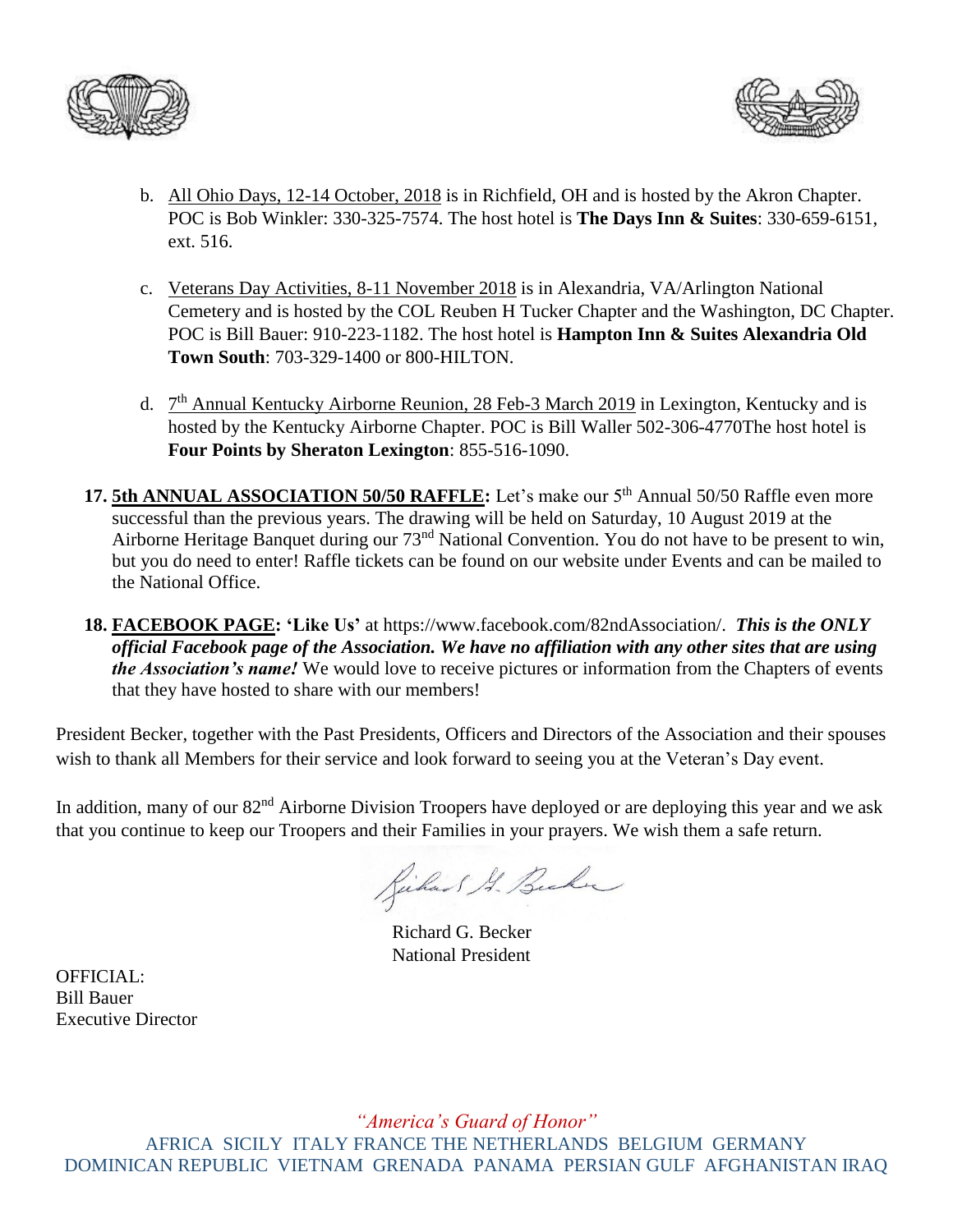b. All Ohio Days, 12-14 October, 2018 is in Richfield, OH and is hosted by the Akron Chapter. POC is Bob Winkler: 330-325-7574. The host hotel is **The Days Inn & Suites**: 330-659-6151, ext. 516.

c. Veterans Day Activities, 8-11 November 2018 is in Alexandria, VA/Arlington National Cemetery and is hosted by the COL Reuben H Tucker Chapter and the Washington, DC Chapter. POC is Bill Bauer: 910-223-1182. The host hotel is **Hampton Inn & Suites Alexandria Old Town South**: 703-329-1400 or 800-HILTON.

d. 7th Annual Kentucky Airborne Reunion, 28 Feb-3 March 2019 in Lexington, Kentucky and is hosted by the Kentucky Airborne Chapter. POC is Bill Waller 502-306-4770The host hotel is **Four Points by Sheraton Lexington**: 855-516-1090.

17. **5th ANNUAL ASSOCIATION 50/50 RAFFLE:** Let's make our 5th Annual 50/50 Raffle even more successful than the previous years. The drawing will be held on Saturday, 10 August 2019 at the Airborne Heritage Banquet during our 73nd National Convention. You do not have to be present to win, but you do need to enter! Raffle tickets can be found on our website under Events and can be mailed to the National Office.

18. **FACEBOOK PAGE: 'Like Us'** at https://www.facebook.com/82ndAssociation/. ***This is the ONLY official Facebook page of the Association. We have no affiliation with any other sites that are using the Association's name!*** We would love to receive pictures or information from the Chapters of events that they have hosted to share with our members!

President Becker, together with the Past Presidents, Officers and Directors of the Association and their spouses wish to thank all Members for their service and look forward to seeing you at the Veteran's Day event.

In addition, many of our 82nd Airborne Division Troopers have deployed or are deploying this year and we ask that you continue to keep our Troopers and their Families in your prayers. We wish them a safe return.

Richard G. Becker
National President

OFFICIAL:
Bill Bauer
Executive Director

*"America's Guard of Honor"*

AFRICA SICILY ITALY FRANCE THE NETHERLANDS BELGIUM GERMANY
DOMINICAN REPUBLIC VIETNAM GRENADA PANAMA PERSIAN GULF AFGHANISTAN IRAQ